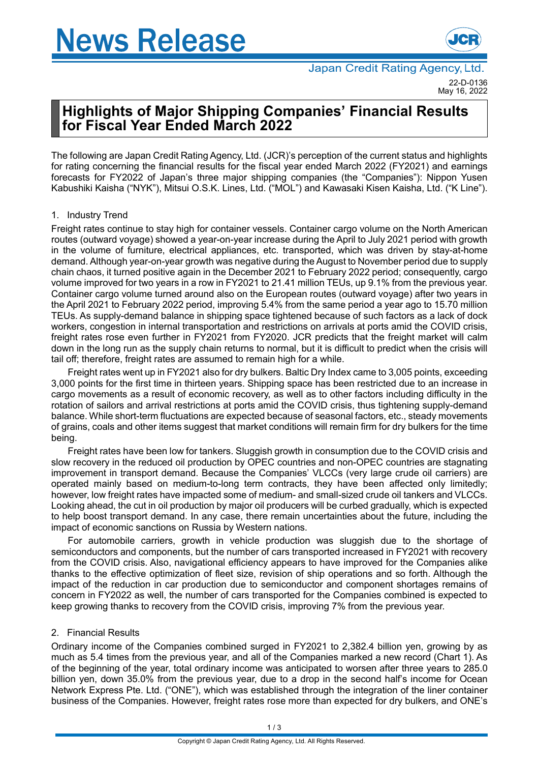# News Release

Japan Credit Rating Agency, Ltd.

22-D-0136
May 16, 2022

## Highlights of Major Shipping Companies' Financial Results for Fiscal Year Ended March 2022

The following are Japan Credit Rating Agency, Ltd. (JCR)'s perception of the current status and highlights for rating concerning the financial results for the fiscal year ended March 2022 (FY2021) and earnings forecasts for FY2022 of Japan's three major shipping companies (the "Companies"): Nippon Yusen Kabushiki Kaisha ("NYK"), Mitsui O.S.K. Lines, Ltd. ("MOL") and Kawasaki Kisen Kaisha, Ltd. ("K Line").

### 1. Industry Trend

Freight rates continue to stay high for container vessels. Container cargo volume on the North American routes (outward voyage) showed a year-on-year increase during the April to July 2021 period with growth in the volume of furniture, electrical appliances, etc. transported, which was driven by stay-at-home demand. Although year-on-year growth was negative during the August to November period due to supply chain chaos, it turned positive again in the December 2021 to February 2022 period; consequently, cargo volume improved for two years in a row in FY2021 to 21.41 million TEUs, up 9.1% from the previous year. Container cargo volume turned around also on the European routes (outward voyage) after two years in the April 2021 to February 2022 period, improving 5.4% from the same period a year ago to 15.70 million TEUs. As supply-demand balance in shipping space tightened because of such factors as a lack of dock workers, congestion in internal transportation and restrictions on arrivals at ports amid the COVID crisis, freight rates rose even further in FY2021 from FY2020. JCR predicts that the freight market will calm down in the long run as the supply chain returns to normal, but it is difficult to predict when the crisis will tail off; therefore, freight rates are assumed to remain high for a while.

Freight rates went up in FY2021 also for dry bulkers. Baltic Dry Index came to 3,005 points, exceeding 3,000 points for the first time in thirteen years. Shipping space has been restricted due to an increase in cargo movements as a result of economic recovery, as well as to other factors including difficulty in the rotation of sailors and arrival restrictions at ports amid the COVID crisis, thus tightening supply-demand balance. While short-term fluctuations are expected because of seasonal factors, etc., steady movements of grains, coals and other items suggest that market conditions will remain firm for dry bulkers for the time being.

Freight rates have been low for tankers. Sluggish growth in consumption due to the COVID crisis and slow recovery in the reduced oil production by OPEC countries and non-OPEC countries are stagnating improvement in transport demand. Because the Companies' VLCCs (very large crude oil carriers) are operated mainly based on medium-to-long term contracts, they have been affected only limitedly; however, low freight rates have impacted some of medium- and small-sized crude oil tankers and VLCCs. Looking ahead, the cut in oil production by major oil producers will be curbed gradually, which is expected to help boost transport demand. In any case, there remain uncertainties about the future, including the impact of economic sanctions on Russia by Western nations.

For automobile carriers, growth in vehicle production was sluggish due to the shortage of semiconductors and components, but the number of cars transported increased in FY2021 with recovery from the COVID crisis. Also, navigational efficiency appears to have improved for the Companies alike thanks to the effective optimization of fleet size, revision of ship operations and so forth. Although the impact of the reduction in car production due to semiconductor and component shortages remains of concern in FY2022 as well, the number of cars transported for the Companies combined is expected to keep growing thanks to recovery from the COVID crisis, improving 7% from the previous year.

### 2. Financial Results

Ordinary income of the Companies combined surged in FY2021 to 2,382.4 billion yen, growing by as much as 5.4 times from the previous year, and all of the Companies marked a new record (Chart 1). As of the beginning of the year, total ordinary income was anticipated to worsen after three years to 285.0 billion yen, down 35.0% from the previous year, due to a drop in the second half's income for Ocean Network Express Pte. Ltd. ("ONE"), which was established through the integration of the liner container business of the Companies. However, freight rates rose more than expected for dry bulkers, and ONE's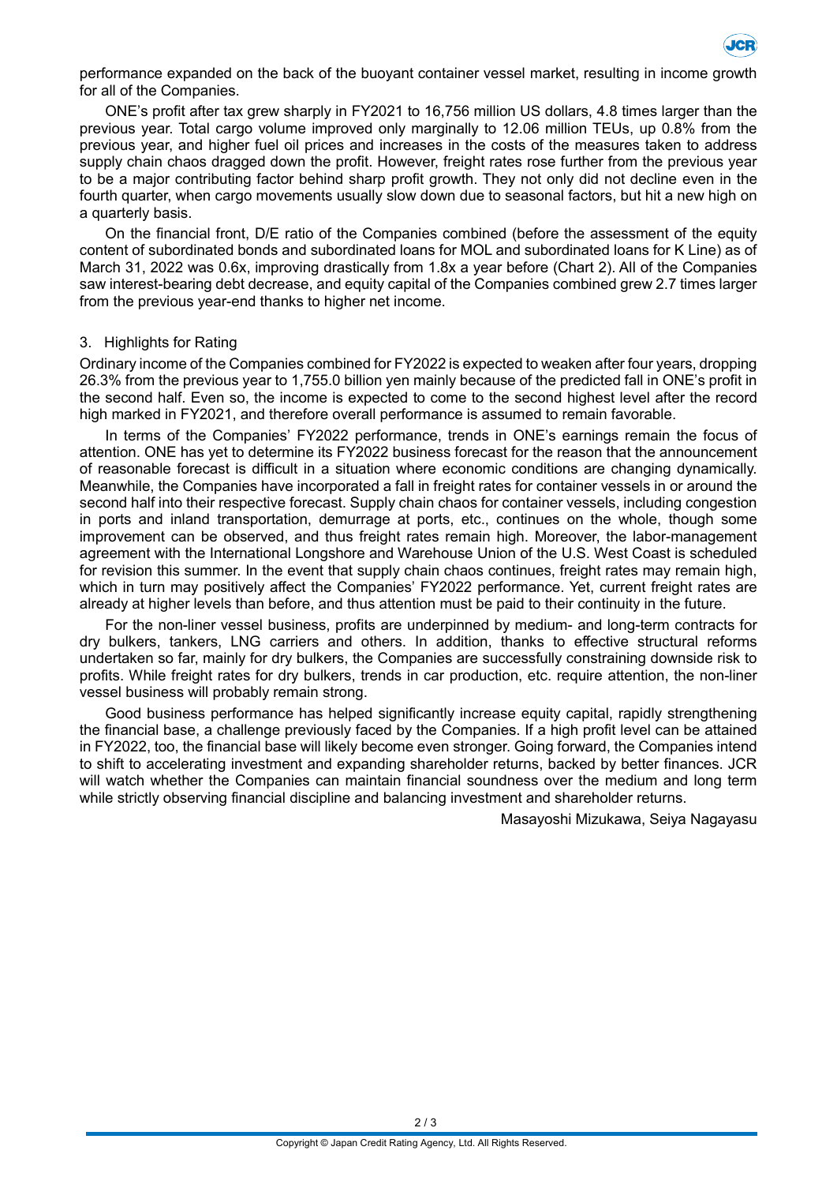performance expanded on the back of the buoyant container vessel market, resulting in income growth for all of the Companies.

ONE's profit after tax grew sharply in FY2021 to 16,756 million US dollars, 4.8 times larger than the previous year. Total cargo volume improved only marginally to 12.06 million TEUs, up 0.8% from the previous year, and higher fuel oil prices and increases in the costs of the measures taken to address supply chain chaos dragged down the profit. However, freight rates rose further from the previous year to be a major contributing factor behind sharp profit growth. They not only did not decline even in the fourth quarter, when cargo movements usually slow down due to seasonal factors, but hit a new high on a quarterly basis.

On the financial front, D/E ratio of the Companies combined (before the assessment of the equity content of subordinated bonds and subordinated loans for MOL and subordinated loans for K Line) as of March 31, 2022 was 0.6x, improving drastically from 1.8x a year before (Chart 2). All of the Companies saw interest-bearing debt decrease, and equity capital of the Companies combined grew 2.7 times larger from the previous year-end thanks to higher net income.

### 3. Highlights for Rating

Ordinary income of the Companies combined for FY2022 is expected to weaken after four years, dropping 26.3% from the previous year to 1,755.0 billion yen mainly because of the predicted fall in ONE's profit in the second half. Even so, the income is expected to come to the second highest level after the record high marked in FY2021, and therefore overall performance is assumed to remain favorable.

In terms of the Companies' FY2022 performance, trends in ONE's earnings remain the focus of attention. ONE has yet to determine its FY2022 business forecast for the reason that the announcement of reasonable forecast is difficult in a situation where economic conditions are changing dynamically. Meanwhile, the Companies have incorporated a fall in freight rates for container vessels in or around the second half into their respective forecast. Supply chain chaos for container vessels, including congestion in ports and inland transportation, demurrage at ports, etc., continues on the whole, though some improvement can be observed, and thus freight rates remain high. Moreover, the labor-management agreement with the International Longshore and Warehouse Union of the U.S. West Coast is scheduled for revision this summer. In the event that supply chain chaos continues, freight rates may remain high, which in turn may positively affect the Companies' FY2022 performance. Yet, current freight rates are already at higher levels than before, and thus attention must be paid to their continuity in the future.

For the non-liner vessel business, profits are underpinned by medium- and long-term contracts for dry bulkers, tankers, LNG carriers and others. In addition, thanks to effective structural reforms undertaken so far, mainly for dry bulkers, the Companies are successfully constraining downside risk to profits. While freight rates for dry bulkers, trends in car production, etc. require attention, the non-liner vessel business will probably remain strong.

Good business performance has helped significantly increase equity capital, rapidly strengthening the financial base, a challenge previously faced by the Companies. If a high profit level can be attained in FY2022, too, the financial base will likely become even stronger. Going forward, the Companies intend to shift to accelerating investment and expanding shareholder returns, backed by better finances. JCR will watch whether the Companies can maintain financial soundness over the medium and long term while strictly observing financial discipline and balancing investment and shareholder returns.

Masayoshi Mizukawa, Seiya Nagayasu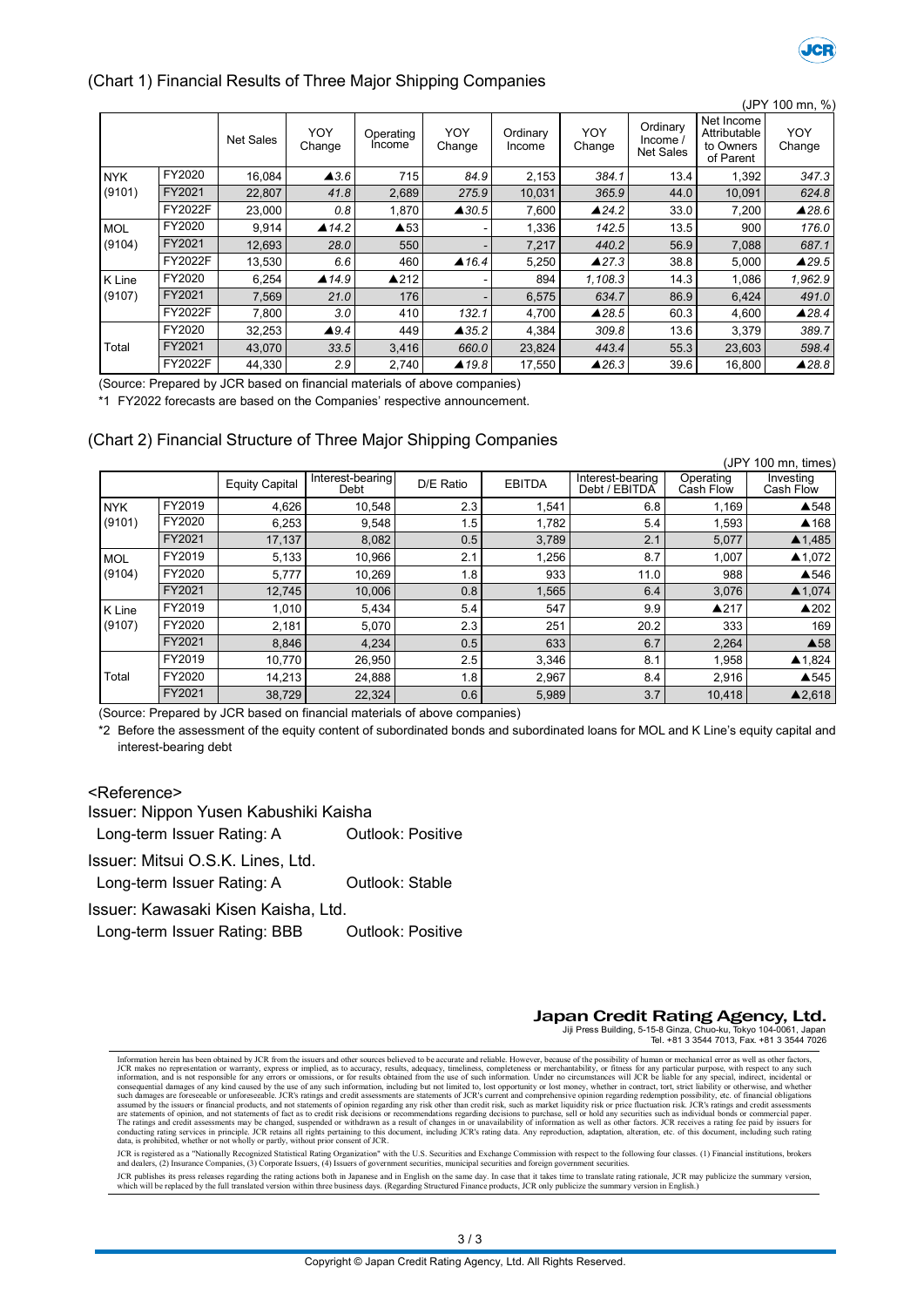## (Chart 1) Financial Results of Three Major Shipping Companies

(JPY 100 mn, %)

| | | Net Sales | YOY Change | Operating Income | YOY Change | Ordinary Income | YOY Change | Ordinary Income / Net Sales | Net Income Attributable to Owners of Parent | YOY Change |
|---|---|---|---|---|---|---|---|---|---|---|
| NYK (9101) | FY2020 | 16,084 | ▲3.6 | 715 | 84.9 | 2,153 | 384.1 | 13.4 | 1,392 | 347.3 |
| | FY2021 | 22,807 | 41.8 | 2,689 | 275.9 | 10,031 | 365.9 | 44.0 | 10,091 | 624.8 |
| | FY2022F | 23,000 | 0.8 | 1,870 | ▲30.5 | 7,600 | ▲24.2 | 33.0 | 7,200 | ▲28.6 |
| MOL (9104) | FY2020 | 9,914 | ▲14.2 | ▲53 | - | 1,336 | 142.5 | 13.5 | 900 | 176.0 |
| | FY2021 | 12,693 | 28.0 | 550 | - | 7,217 | 440.2 | 56.9 | 7,088 | 687.1 |
| | FY2022F | 13,530 | 6.6 | 460 | ▲16.4 | 5,250 | ▲27.3 | 38.8 | 5,000 | ▲29.5 |
| K Line (9107) | FY2020 | 6,254 | ▲14.9 | ▲212 | - | 894 | 1,108.3 | 14.3 | 1,086 | 1,962.9 |
| | FY2021 | 7,569 | 21.0 | 176 | - | 6,575 | 634.7 | 86.9 | 6,424 | 491.0 |
| | FY2022F | 7,800 | 3.0 | 410 | 132.1 | 4,700 | ▲28.5 | 60.3 | 4,600 | ▲28.4 |
| Total | FY2020 | 32,253 | ▲9.4 | 449 | ▲35.2 | 4,384 | 309.8 | 13.6 | 3,379 | 389.7 |
| | FY2021 | 43,070 | 33.5 | 3,416 | 660.0 | 23,824 | 443.4 | 55.3 | 23,603 | 598.4 |
| | FY2022F | 44,330 | 2.9 | 2,740 | ▲19.8 | 17,550 | ▲26.3 | 39.6 | 16,800 | ▲28.8 |

(Source: Prepared by JCR based on financial materials of above companies)

*1 FY2022 forecasts are based on the Companies' respective announcement.

## (Chart 2) Financial Structure of Three Major Shipping Companies

(JPY 100 mn, times)

| | | Equity Capital | Interest-bearing Debt | D/E Ratio | EBITDA | Interest-bearing Debt / EBITDA | Operating Cash Flow | Investing Cash Flow |
|---|---|---|---|---|---|---|---|---|
| NYK (9101) | FY2019 | 4,626 | 10,548 | 2.3 | 1,541 | 6.8 | 1,169 | ▲548 |
| | FY2020 | 6,253 | 9,548 | 1.5 | 1,782 | 5.4 | 1,593 | ▲168 |
| | FY2021 | 17,137 | 8,082 | 0.5 | 3,789 | 2.1 | 5,077 | ▲1,485 |
| MOL (9104) | FY2019 | 5,133 | 10,966 | 2.1 | 1,256 | 8.7 | 1,007 | ▲1,072 |
| | FY2020 | 5,777 | 10,269 | 1.8 | 933 | 11.0 | 988 | ▲546 |
| | FY2021 | 12,745 | 10,006 | 0.8 | 1,565 | 6.4 | 3,076 | ▲1,074 |
| K Line (9107) | FY2019 | 1,010 | 5,434 | 5.4 | 547 | 9.9 | ▲217 | ▲202 |
| | FY2020 | 2,181 | 5,070 | 2.3 | 251 | 20.2 | 333 | 169 |
| | FY2021 | 8,846 | 4,234 | 0.5 | 633 | 6.7 | 2,264 | ▲58 |
| Total | FY2019 | 10,770 | 26,950 | 2.5 | 3,346 | 8.1 | 1,958 | ▲1,824 |
| | FY2020 | 14,213 | 24,888 | 1.8 | 2,967 | 8.4 | 2,916 | ▲545 |
| | FY2021 | 38,729 | 22,324 | 0.6 | 5,989 | 3.7 | 10,418 | ▲2,618 |

(Source: Prepared by JCR based on financial materials of above companies)

*2 Before the assessment of the equity content of subordinated bonds and subordinated loans for MOL and K Line's equity capital and interest-bearing debt

<Reference>

Issuer: Nippon Yusen Kabushiki Kaisha

Long-term Issuer Rating: A Outlook: Positive

Issuer: Mitsui O.S.K. Lines, Ltd.

Long-term Issuer Rating: A Outlook: Stable

Issuer: Kawasaki Kisen Kaisha, Ltd.

Long-term Issuer Rating: BBB Outlook: Positive

**Japan Credit Rating Agency, Ltd.**
Jiji Press Building, 5-15-8 Ginza, Chuo-ku, Tokyo 104-0061, Japan
Tel. +81 3 3544 7013, Fax. +81 3 3544 7026

Information herein has been obtained by JCR from the issuers and other sources believed to be accurate and reliable. However, because of the possibility of human or mechanical error as well as other factors, JCR makes no representation or warranty, express or implied, as to accuracy, results, adequacy, timeliness, completeness or merchantability, or fitness for any particular purpose, with respect to any such information, and is not responsible for any errors or omissions, or for results obtained from the use of such information. Under no circumstances will JCR be liable for any special, indirect, incidental or consequential damages of any kind caused by the use of any such information, including but not limited to, lost opportunity or lost money, whether in contract, tort, strict liability or otherwise, and whether such damages are foreseeable or unforeseeable. JCR's ratings and credit assessments are statements of JCR's current and comprehensive opinion regarding redemption possibility, etc. of financial obligations assumed by the issuers or financial products, and not statements of opinion regarding any risk other than credit risk, such as market liquidity risk or price fluctuation risk. JCR's ratings and credit assessments are statements of opinion, and not statements of fact as to credit risk decisions or recommendations regarding decisions to purchase, sell or hold any securities such as individual bonds or commercial paper. The ratings and credit assessments may be changed, suspended or withdrawn as a result of changes in or unavailability of information as well as other factors. JCR receives a rating fee paid by issuers for conducting rating services in principle. JCR retains all rights pertaining to this document, including JCR's rating data. Any reproduction, adaptation, alteration, etc. of this document, including such rating data, is prohibited, whether or not wholly or partly, without prior consent of JCR.

JCR is registered as a "Nationally Recognized Statistical Rating Organization" with the U.S. Securities and Exchange Commission with respect to the following four classes. (1) Financial institutions, brokers and dealers, (2) Insurance Companies, (3) Corporate Issuers, (4) Issuers of government securities, municipal securities and foreign government securities.

JCR publishes its press releases regarding the rating actions both in Japanese and in English on the same day. In case that it takes time to translate rating rationale, JCR may publicize the summary version, which will be replaced by the full translated version within three business days. (Regarding Structured Finance products, JCR only publicize the summary version in English.)

Copyright © Japan Credit Rating Agency, Ltd. All Rights Reserved.